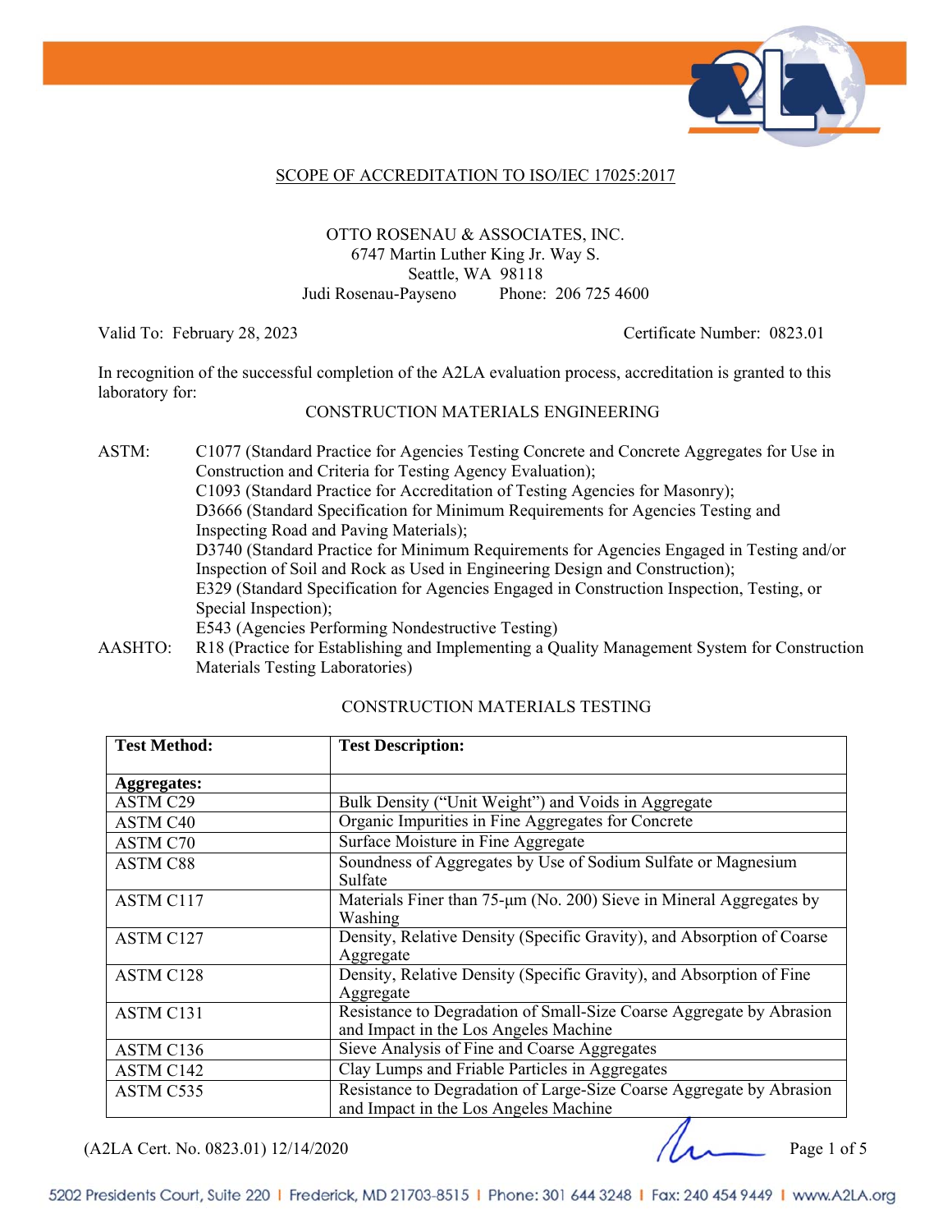## SCOPE OF ACCREDITATION TO ISO/IEC 17025:2017

OTTO ROSENAU & ASSOCIATES, INC.
6747 Martin Luther King Jr. Way S.
Seattle, WA 98118
Judi Rosenau-Payseno Phone: 206 725 4600

Valid To: February 28, 2023 Certificate Number: 0823.01

In recognition of the successful completion of the A2LA evaluation process, accreditation is granted to this laboratory for:

### CONSTRUCTION MATERIALS ENGINEERING

ASTM: C1077 (Standard Practice for Agencies Testing Concrete and Concrete Aggregates for Use in Construction and Criteria for Testing Agency Evaluation);
C1093 (Standard Practice for Accreditation of Testing Agencies for Masonry);
D3666 (Standard Specification for Minimum Requirements for Agencies Testing and Inspecting Road and Paving Materials);
D3740 (Standard Practice for Minimum Requirements for Agencies Engaged in Testing and/or Inspection of Soil and Rock as Used in Engineering Design and Construction);
E329 (Standard Specification for Agencies Engaged in Construction Inspection, Testing, or Special Inspection);
E543 (Agencies Performing Nondestructive Testing)

AASHTO: R18 (Practice for Establishing and Implementing a Quality Management System for Construction Materials Testing Laboratories)

### CONSTRUCTION MATERIALS TESTING

| Test Method: | Test Description: |
|---|---|
| **Aggregates:** | |
| ASTM C29 | Bulk Density (“Unit Weight”) and Voids in Aggregate |
| ASTM C40 | Organic Impurities in Fine Aggregates for Concrete |
| ASTM C70 | Surface Moisture in Fine Aggregate |
| ASTM C88 | Soundness of Aggregates by Use of Sodium Sulfate or Magnesium Sulfate |
| ASTM C117 | Materials Finer than 75-µm (No. 200) Sieve in Mineral Aggregates by Washing |
| ASTM C127 | Density, Relative Density (Specific Gravity), and Absorption of Coarse Aggregate |
| ASTM C128 | Density, Relative Density (Specific Gravity), and Absorption of Fine Aggregate |
| ASTM C131 | Resistance to Degradation of Small-Size Coarse Aggregate by Abrasion and Impact in the Los Angeles Machine |
| ASTM C136 | Sieve Analysis of Fine and Coarse Aggregates |
| ASTM C142 | Clay Lumps and Friable Particles in Aggregates |
| ASTM C535 | Resistance to Degradation of Large-Size Coarse Aggregate by Abrasion and Impact in the Los Angeles Machine |

(A2LA Cert. No. 0823.01) 12/14/2020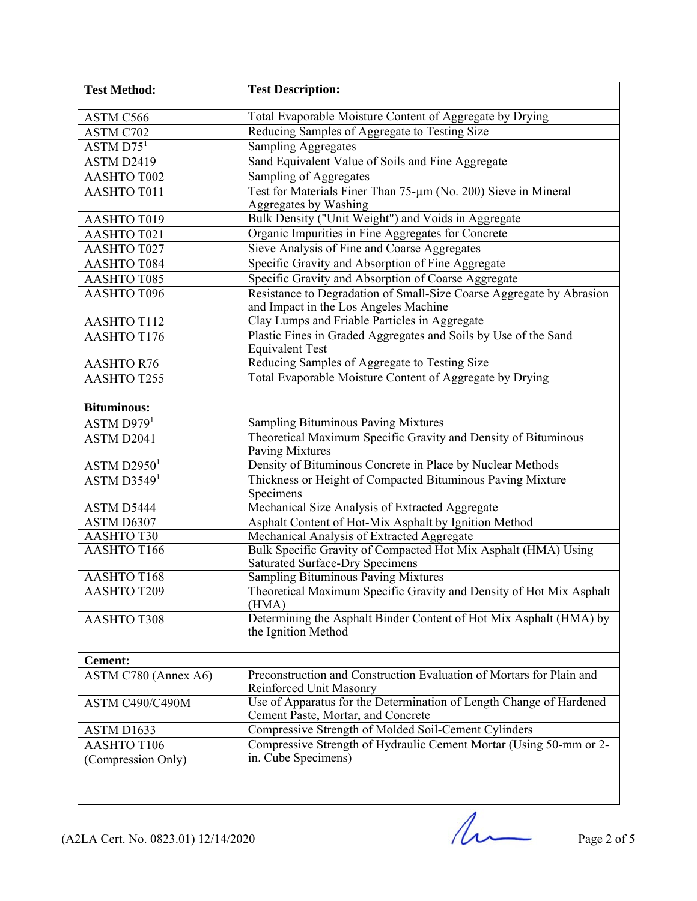| **Test Method:** | **Test Description:** |
|---|---|
| ASTM C566 | Total Evaporable Moisture Content of Aggregate by Drying |
| ASTM C702 | Reducing Samples of Aggregate to Testing Size |
| ASTM D75[1] | Sampling Aggregates |
| ASTM D2419 | Sand Equivalent Value of Soils and Fine Aggregate |
| AASHTO T002 | Sampling of Aggregates |
| AASHTO T011 | Test for Materials Finer Than 75-µm (No. 200) Sieve in Mineral Aggregates by Washing |
| AASHTO T019 | Bulk Density ("Unit Weight") and Voids in Aggregate |
| AASHTO T021 | Organic Impurities in Fine Aggregates for Concrete |
| AASHTO T027 | Sieve Analysis of Fine and Coarse Aggregates |
| AASHTO T084 | Specific Gravity and Absorption of Fine Aggregate |
| AASHTO T085 | Specific Gravity and Absorption of Coarse Aggregate |
| AASHTO T096 | Resistance to Degradation of Small-Size Coarse Aggregate by Abrasion and Impact in the Los Angeles Machine |
| AASHTO T112 | Clay Lumps and Friable Particles in Aggregate |
| AASHTO T176 | Plastic Fines in Graded Aggregates and Soils by Use of the Sand Equivalent Test |
| AASHTO R76 | Reducing Samples of Aggregate to Testing Size |
| AASHTO T255 | Total Evaporable Moisture Content of Aggregate by Drying |
| | |
| **Bituminous:** | |
| ASTM D979[1] | Sampling Bituminous Paving Mixtures |
| ASTM D2041 | Theoretical Maximum Specific Gravity and Density of Bituminous Paving Mixtures |
| ASTM D2950[1] | Density of Bituminous Concrete in Place by Nuclear Methods |
| ASTM D3549[1] | Thickness or Height of Compacted Bituminous Paving Mixture Specimens |
| ASTM D5444 | Mechanical Size Analysis of Extracted Aggregate |
| ASTM D6307 | Asphalt Content of Hot-Mix Asphalt by Ignition Method |
| AASHTO T30 | Mechanical Analysis of Extracted Aggregate |
| AASHTO T166 | Bulk Specific Gravity of Compacted Hot Mix Asphalt (HMA) Using Saturated Surface-Dry Specimens |
| AASHTO T168 | Sampling Bituminous Paving Mixtures |
| AASHTO T209 | Theoretical Maximum Specific Gravity and Density of Hot Mix Asphalt (HMA) |
| AASHTO T308 | Determining the Asphalt Binder Content of Hot Mix Asphalt (HMA) by the Ignition Method |
| | |
| **Cement:** | |
| ASTM C780 (Annex A6) | Preconstruction and Construction Evaluation of Mortars for Plain and Reinforced Unit Masonry |
| ASTM C490/C490M | Use of Apparatus for the Determination of Length Change of Hardened Cement Paste, Mortar, and Concrete |
| ASTM D1633 | Compressive Strength of Molded Soil-Cement Cylinders |
| AASHTO T106 (Compression Only) | Compressive Strength of Hydraulic Cement Mortar (Using 50-mm or 2-in. Cube Specimens) |

(A2LA Cert. No. 0823.01) 12/14/2020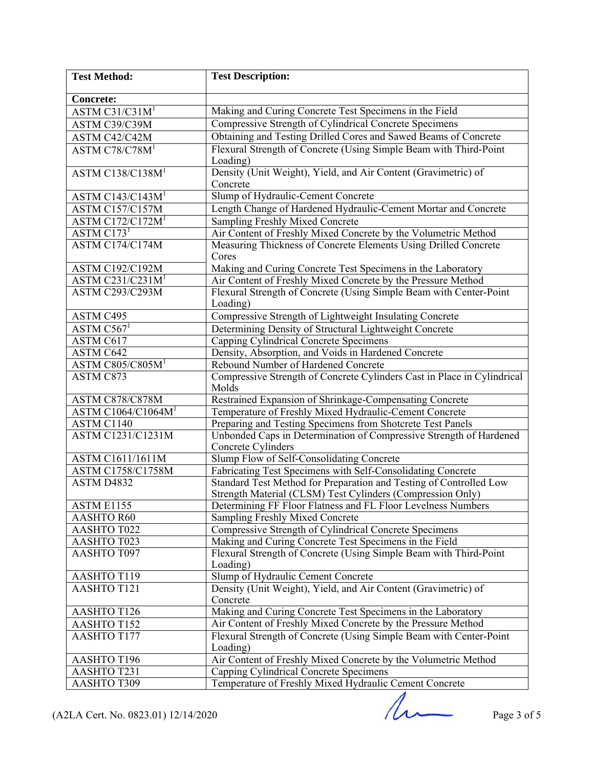| Test Method: | Test Description: |
|---|---|
| **Concrete:** | |
| ASTM C31/C31M[1] | Making and Curing Concrete Test Specimens in the Field |
| ASTM C39/C39M | Compressive Strength of Cylindrical Concrete Specimens |
| ASTM C42/C42M | Obtaining and Testing Drilled Cores and Sawed Beams of Concrete |
| ASTM C78/C78M[1] | Flexural Strength of Concrete (Using Simple Beam with Third-Point Loading) |
| ASTM C138/C138M[1] | Density (Unit Weight), Yield, and Air Content (Gravimetric) of Concrete |
| ASTM C143/C143M[1] | Slump of Hydraulic-Cement Concrete |
| ASTM C157/C157M | Length Change of Hardened Hydraulic-Cement Mortar and Concrete |
| ASTM C172/C172M[1] | Sampling Freshly Mixed Concrete |
| ASTM C173[1] | Air Content of Freshly Mixed Concrete by the Volumetric Method |
| ASTM C174/C174M | Measuring Thickness of Concrete Elements Using Drilled Concrete Cores |
| ASTM C192/C192M | Making and Curing Concrete Test Specimens in the Laboratory |
| ASTM C231/C231M[1] | Air Content of Freshly Mixed Concrete by the Pressure Method |
| ASTM C293/C293M | Flexural Strength of Concrete (Using Simple Beam with Center-Point Loading) |
| ASTM C495 | Compressive Strength of Lightweight Insulating Concrete |
| ASTM C567[1] | Determining Density of Structural Lightweight Concrete |
| ASTM C617 | Capping Cylindrical Concrete Specimens |
| ASTM C642 | Density, Absorption, and Voids in Hardened Concrete |
| ASTM C805/C805M[1] | Rebound Number of Hardened Concrete |
| ASTM C873 | Compressive Strength of Concrete Cylinders Cast in Place in Cylindrical Molds |
| ASTM C878/C878M | Restrained Expansion of Shrinkage-Compensating Concrete |
| ASTM C1064/C1064M[1] | Temperature of Freshly Mixed Hydraulic-Cement Concrete |
| ASTM C1140 | Preparing and Testing Specimens from Shotcrete Test Panels |
| ASTM C1231/C1231M | Unbonded Caps in Determination of Compressive Strength of Hardened Concrete Cylinders |
| ASTM C1611/1611M | Slump Flow of Self-Consolidating Concrete |
| ASTM C1758/C1758M | Fabricating Test Specimens with Self-Consolidating Concrete |
| ASTM D4832 | Standard Test Method for Preparation and Testing of Controlled Low Strength Material (CLSM) Test Cylinders (Compression Only) |
| ASTM E1155 | Determining FF Floor Flatness and FL Floor Levelness Numbers |
| AASHTO R60 | Sampling Freshly Mixed Concrete |
| AASHTO T022 | Compressive Strength of Cylindrical Concrete Specimens |
| AASHTO T023 | Making and Curing Concrete Test Specimens in the Field |
| AASHTO T097 | Flexural Strength of Concrete (Using Simple Beam with Third-Point Loading) |
| AASHTO T119 | Slump of Hydraulic Cement Concrete |
| AASHTO T121 | Density (Unit Weight), Yield, and Air Content (Gravimetric) of Concrete |
| AASHTO T126 | Making and Curing Concrete Test Specimens in the Laboratory |
| AASHTO T152 | Air Content of Freshly Mixed Concrete by the Pressure Method |
| AASHTO T177 | Flexural Strength of Concrete (Using Simple Beam with Center-Point Loading) |
| AASHTO T196 | Air Content of Freshly Mixed Concrete by the Volumetric Method |
| AASHTO T231 | Capping Cylindrical Concrete Specimens |
| AASHTO T309 | Temperature of Freshly Mixed Hydraulic Cement Concrete |

(A2LA Cert. No. 0823.01) 12/14/2020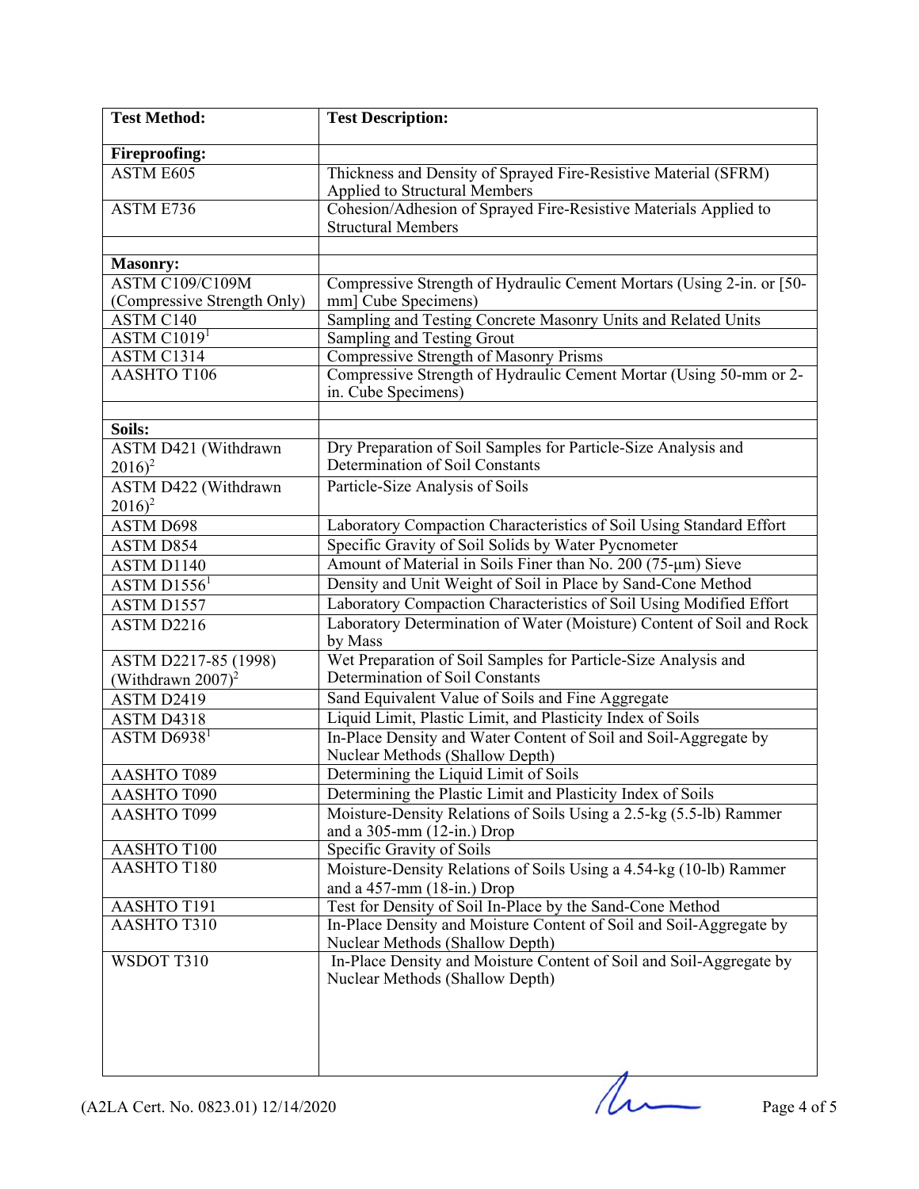| Test Method: | Test Description: |
|---|---|
| **Fireproofing:** | |
| ASTM E605 | Thickness and Density of Sprayed Fire-Resistive Material (SFRM) Applied to Structural Members |
| ASTM E736 | Cohesion/Adhesion of Sprayed Fire-Resistive Materials Applied to Structural Members |
| | |
| **Masonry:** | |
| ASTM C109/C109M (Compressive Strength Only) | Compressive Strength of Hydraulic Cement Mortars (Using 2-in. or [50-mm] Cube Specimens) |
| ASTM C140 | Sampling and Testing Concrete Masonry Units and Related Units |
| ASTM C1019[1] | Sampling and Testing Grout |
| ASTM C1314 | Compressive Strength of Masonry Prisms |
| AASHTO T106 | Compressive Strength of Hydraulic Cement Mortar (Using 50-mm or 2-in. Cube Specimens) |
| | |
| **Soils:** | |
| ASTM D421 (Withdrawn 2016)[2] | Dry Preparation of Soil Samples for Particle-Size Analysis and Determination of Soil Constants |
| ASTM D422 (Withdrawn 2016)[2] | Particle-Size Analysis of Soils |
| ASTM D698 | Laboratory Compaction Characteristics of Soil Using Standard Effort |
| ASTM D854 | Specific Gravity of Soil Solids by Water Pycnometer |
| ASTM D1140 | Amount of Material in Soils Finer than No. 200 (75-µm) Sieve |
| ASTM D1556[1] | Density and Unit Weight of Soil in Place by Sand-Cone Method |
| ASTM D1557 | Laboratory Compaction Characteristics of Soil Using Modified Effort |
| ASTM D2216 | Laboratory Determination of Water (Moisture) Content of Soil and Rock by Mass |
| ASTM D2217-85 (1998) (Withdrawn 2007)[2] | Wet Preparation of Soil Samples for Particle-Size Analysis and Determination of Soil Constants |
| ASTM D2419 | Sand Equivalent Value of Soils and Fine Aggregate |
| ASTM D4318 | Liquid Limit, Plastic Limit, and Plasticity Index of Soils |
| ASTM D6938[1] | In-Place Density and Water Content of Soil and Soil-Aggregate by Nuclear Methods (Shallow Depth) |
| AASHTO T089 | Determining the Liquid Limit of Soils |
| AASHTO T090 | Determining the Plastic Limit and Plasticity Index of Soils |
| AASHTO T099 | Moisture-Density Relations of Soils Using a 2.5-kg (5.5-lb) Rammer and a 305-mm (12-in.) Drop |
| AASHTO T100 | Specific Gravity of Soils |
| AASHTO T180 | Moisture-Density Relations of Soils Using a 4.54-kg (10-lb) Rammer and a 457-mm (18-in.) Drop |
| AASHTO T191 | Test for Density of Soil In-Place by the Sand-Cone Method |
| AASHTO T310 | In-Place Density and Moisture Content of Soil and Soil-Aggregate by Nuclear Methods (Shallow Depth) |
| WSDOT T310 | In-Place Density and Moisture Content of Soil and Soil-Aggregate by Nuclear Methods (Shallow Depth) |

(A2LA Cert. No. 0823.01) 12/14/2020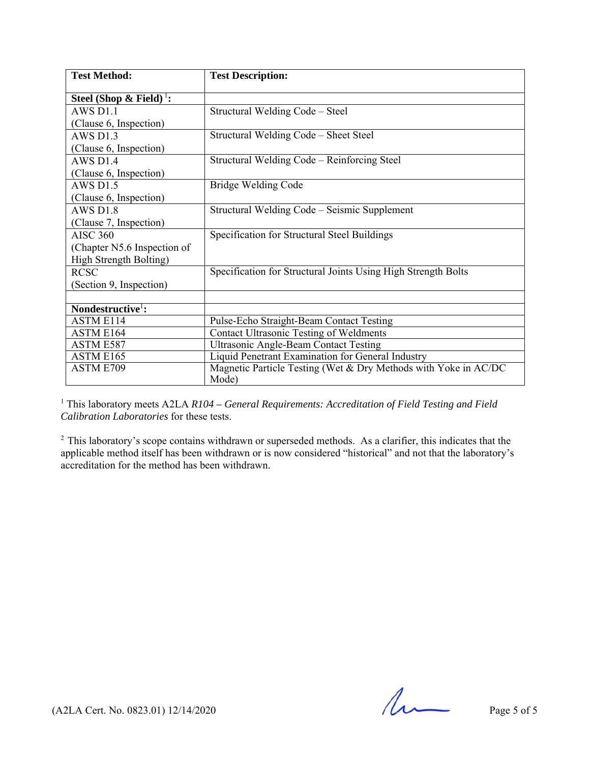| Test Method: | Test Description: |
|---|---|
| **Steel (Shop & Field)** [1]**:** | |
| AWS D1.1 (Clause 6, Inspection) | Structural Welding Code – Steel |
| AWS D1.3 (Clause 6, Inspection) | Structural Welding Code – Sheet Steel |
| AWS D1.4 (Clause 6, Inspection) | Structural Welding Code – Reinforcing Steel |
| AWS D1.5 (Clause 6, Inspection) | Bridge Welding Code |
| AWS D1.8 (Clause 7, Inspection) | Structural Welding Code – Seismic Supplement |
| AISC 360 (Chapter N5.6 Inspection of High Strength Bolting) | Specification for Structural Steel Buildings |
| RCSC (Section 9, Inspection) | Specification for Structural Joints Using High Strength Bolts |
| | |
| **Nondestructive**[1]**:** | |
| ASTM E114 | Pulse-Echo Straight-Beam Contact Testing |
| ASTM E164 | Contact Ultrasonic Testing of Weldments |
| ASTM E587 | Ultrasonic Angle-Beam Contact Testing |
| ASTM E165 | Liquid Penetrant Examination for General Industry |
| ASTM E709 | Magnetic Particle Testing (Wet & Dry Methods with Yoke in AC/DC Mode) |

[1] This laboratory meets A2LA *R104 – General Requirements: Accreditation of Field Testing and Field Calibration Laboratories* for these tests.

[2] This laboratory's scope contains withdrawn or superseded methods. As a clarifier, this indicates that the applicable method itself has been withdrawn or is now considered "historical" and not that the laboratory's accreditation for the method has been withdrawn.

(A2LA Cert. No. 0823.01) 12/14/2020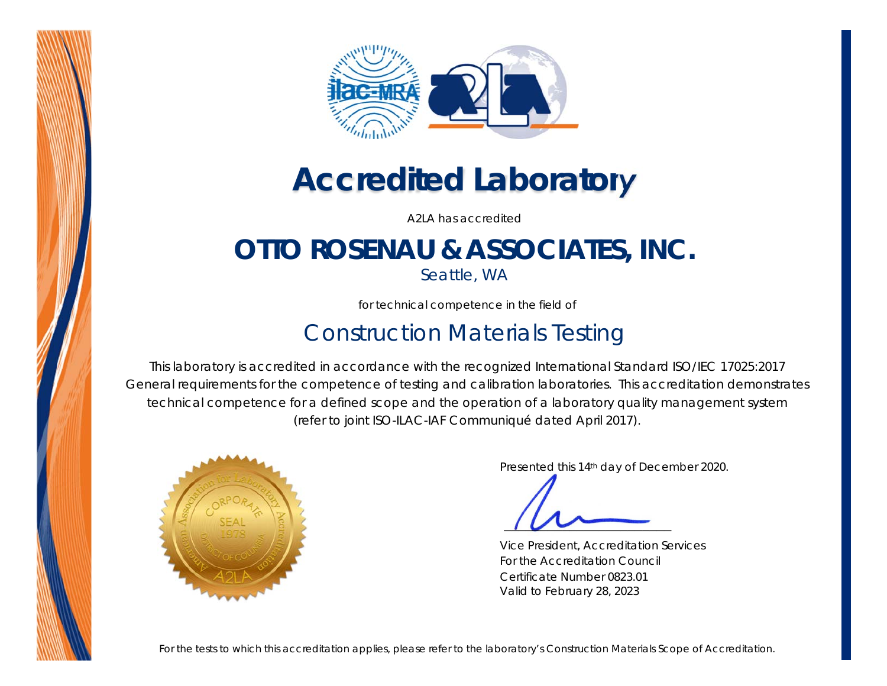# Accredited Laboratory

A2LA has accredited

## OTTO ROSENAU & ASSOCIATES, INC.

Seattle, WA

for technical competence in the field of

## Construction Materials Testing

This laboratory is accredited in accordance with the recognized International Standard ISO/IEC 17025:2017 General requirements for the competence of testing and calibration laboratories. This accreditation demonstrates technical competence for a defined scope and the operation of a laboratory quality management system (refer to joint ISO-ILAC-IAF Communiqué dated April 2017).

Presented this 14th day of December 2020.

Vice President, Accreditation Services
For the Accreditation Council
Certificate Number 0823.01
Valid to February 28, 2023

For the tests to which this accreditation applies, please refer to the laboratory's Construction Materials Scope of Accreditation.